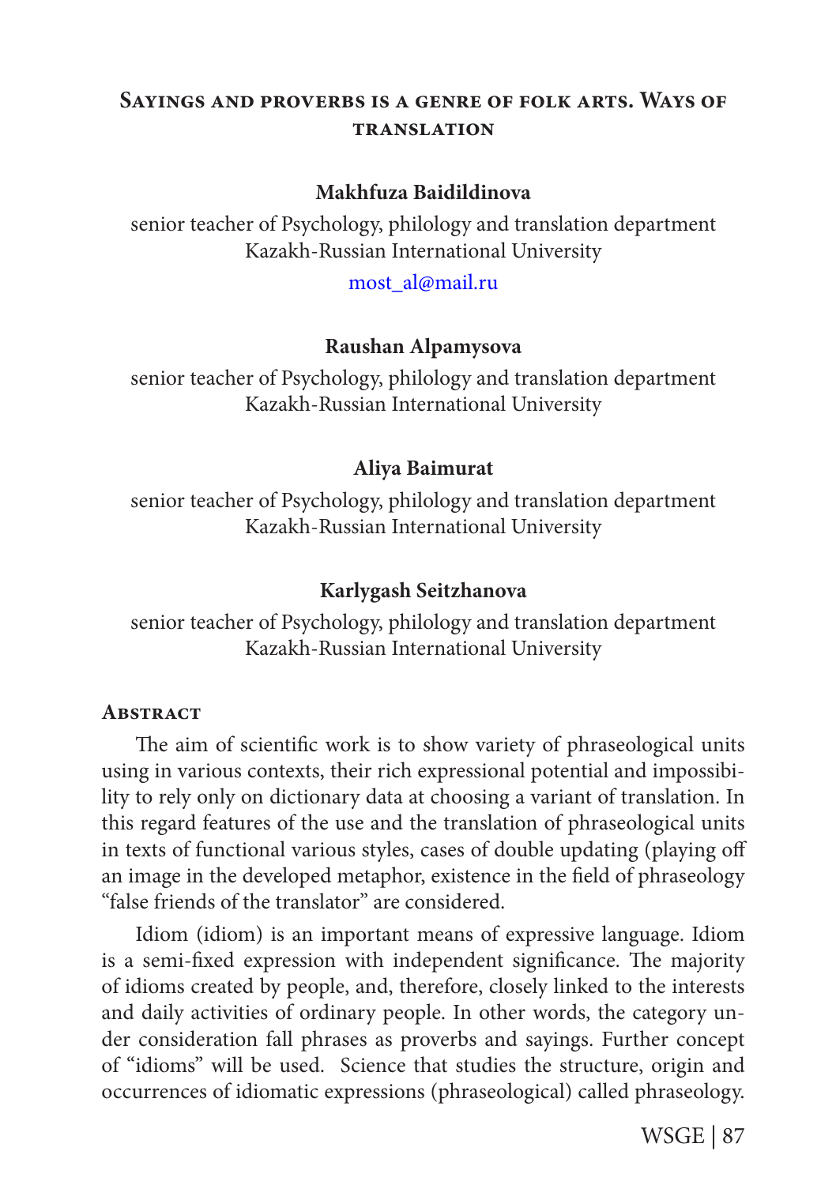# Sayings and proverbs is a genre of folk arts. Ways of translation

**Makhfuza Baidildinova**

senior teacher of Psychology, philology and translation department
Kazakh-Russian International University

most_al@mail.ru

**Raushan Alpamysova**

senior teacher of Psychology, philology and translation department
Kazakh-Russian International University

**Aliya Baimurat**

senior teacher of Psychology, philology and translation department
Kazakh-Russian International University

**Karlygash Seitzhanova**

senior teacher of Psychology, philology and translation department
Kazakh-Russian International University

## Abstract

The aim of scientific work is to show variety of phraseological units using in various contexts, their rich expressional potential and impossibility to rely only on dictionary data at choosing a variant of translation. In this regard features of the use and the translation of phraseological units in texts of functional various styles, cases of double updating (playing off an image in the developed metaphor, existence in the field of phraseology "false friends of the translator" are considered.

Idiom (idiom) is an important means of expressive language. Idiom is a semi-fixed expression with independent significance. The majority of idioms created by people, and, therefore, closely linked to the interests and daily activities of ordinary people. In other words, the category under consideration fall phrases as proverbs and sayings. Further concept of "idioms" will be used. Science that studies the structure, origin and occurrences of idiomatic expressions (phraseological) called phraseology.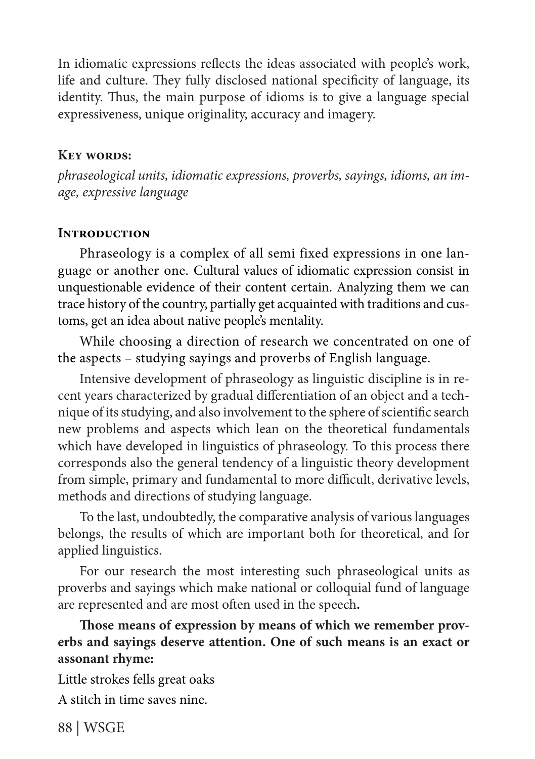In idiomatic expressions reflects the ideas associated with people's work, life and culture. They fully disclosed national specificity of language, its identity. Thus, the main purpose of idioms is to give a language special expressiveness, unique originality, accuracy and imagery.

**Key words:**

*phraseological units, idiomatic expressions, proverbs, sayings, idioms, an image, expressive language*

## Introduction

Phraseology is a complex of all semi fixed expressions in one language or another one. Cultural values of idiomatic expression consist in unquestionable evidence of their content certain. Analyzing them we can trace history of the country, partially get acquainted with traditions and customs, get an idea about native people's mentality.

While choosing a direction of research we concentrated on one of the aspects – studying sayings and proverbs of English language.

Intensive development of phraseology as linguistic discipline is in recent years characterized by gradual differentiation of an object and a technique of its studying, and also involvement to the sphere of scientific search new problems and aspects which lean on the theoretical fundamentals which have developed in linguistics of phraseology. To this process there corresponds also the general tendency of a linguistic theory development from simple, primary and fundamental to more difficult, derivative levels, methods and directions of studying language.

To the last, undoubtedly, the comparative analysis of various languages belongs, the results of which are important both for theoretical, and for applied linguistics.

For our research the most interesting such phraseological units as proverbs and sayings which make national or colloquial fund of language are represented and are most often used in the speech**.**

**Those means of expression by means of which we remember proverbs and sayings deserve attention. One of such means is an exact or assonant rhyme:**

Little strokes fells great oaks

A stitch in time saves nine.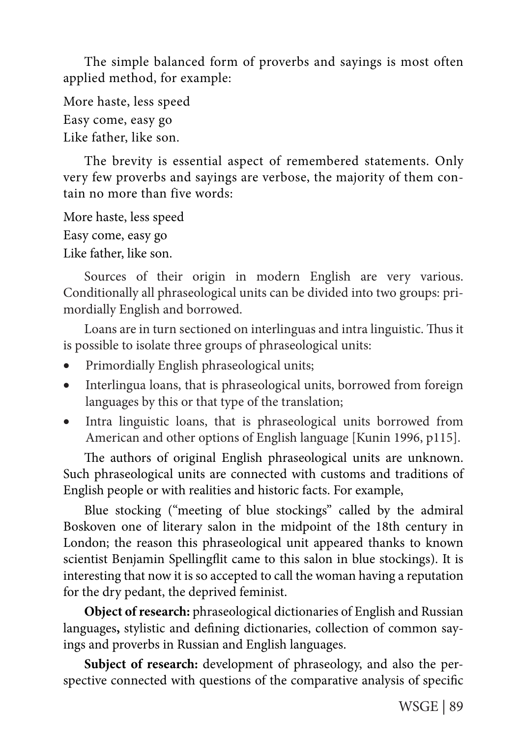The simple balanced form of proverbs and sayings is most often applied method, for example:

More haste, less speed  
Easy come, easy go  
Like father, like son.

The brevity is essential aspect of remembered statements. Only very few proverbs and sayings are verbose, the majority of them contain no more than five words:

More haste, less speed  
Easy come, easy go  
Like father, like son.

Sources of their origin in modern English are very various. Conditionally all phraseological units can be divided into two groups: primordially English and borrowed.

Loans are in turn sectioned on interlinguas and intra linguistic. Thus it is possible to isolate three groups of phraseological units:

- Primordially English phraseological units;
- Interlingua loans, that is phraseological units, borrowed from foreign languages by this or that type of the translation;
- Intra linguistic loans, that is phraseological units borrowed from American and other options of English language [Kunin 1996, p115].

The authors of original English phraseological units are unknown. Such phraseological units are connected with customs and traditions of English people or with realities and historic facts. For example,

Blue stocking ("meeting of blue stockings" called by the admiral Boskoven one of literary salon in the midpoint of the 18th century in London; the reason this phraseological unit appeared thanks to known scientist Benjamin Spellingflit came to this salon in blue stockings). It is interesting that now it is so accepted to call the woman having a reputation for the dry pedant, the deprived feminist.

**Object of research:** phraseological dictionaries of English and Russian languages**,** stylistic and defining dictionaries, collection of common sayings and proverbs in Russian and English languages.

**Subject of research:** development of phraseology, and also the perspective connected with questions of the comparative analysis of specific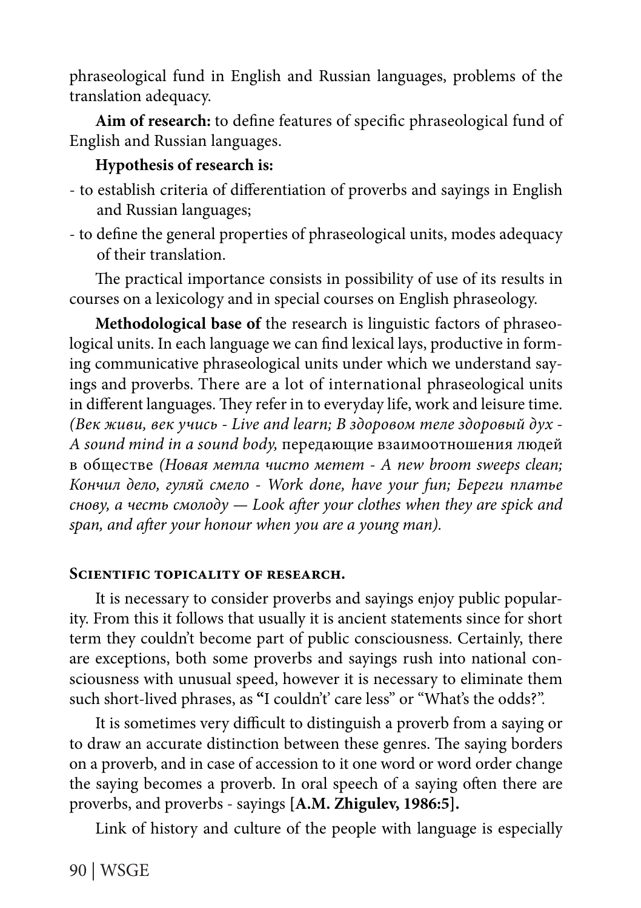phraseological fund in English and Russian languages, problems of the translation adequacy.

**Aim of research:** to define features of specific phraseological fund of English and Russian languages.

**Hypothesis of research is:**

- to establish criteria of differentiation of proverbs and sayings in English and Russian languages;
- to define the general properties of phraseological units, modes adequacy of their translation.

The practical importance consists in possibility of use of its results in courses on a lexicology and in special courses on English phraseology.

**Methodological base of** the research is linguistic factors of phraseological units. In each language we can find lexical lays, productive in forming communicative phraseological units under which we understand sayings and proverbs. There are a lot of international phraseological units in different languages. They refer in to everyday life, work and leisure time. *(Век живи, век учись - Live and learn; В здоровом теле здоровый дух - A sound mind in a sound body,* передающие взаимоотношения людей в обществе *(Новая метла чисто метет - A new broom sweeps clean; Кончил дело, гуляй смело - Work done, have your fun; Береги платье снову, а честь смолоду — Look after your clothes when they are spick and span, and after your honour when you are a young man).*

### Scientific topicality of research.

It is necessary to consider proverbs and sayings enjoy public popularity. From this it follows that usually it is ancient statements since for short term they couldn't become part of public consciousness. Certainly, there are exceptions, both some proverbs and sayings rush into national consciousness with unusual speed, however it is necessary to eliminate them such short-lived phrases, as "I couldn't' care less" or "What's the odds?".

It is sometimes very difficult to distinguish a proverb from a saying or to draw an accurate distinction between these genres. The saying borders on a proverb, and in case of accession to it one word or word order change the saying becomes a proverb. In oral speech of a saying often there are proverbs, and proverbs - sayings **[A.M. Zhigulev, 1986:5].**

Link of history and culture of the people with language is especially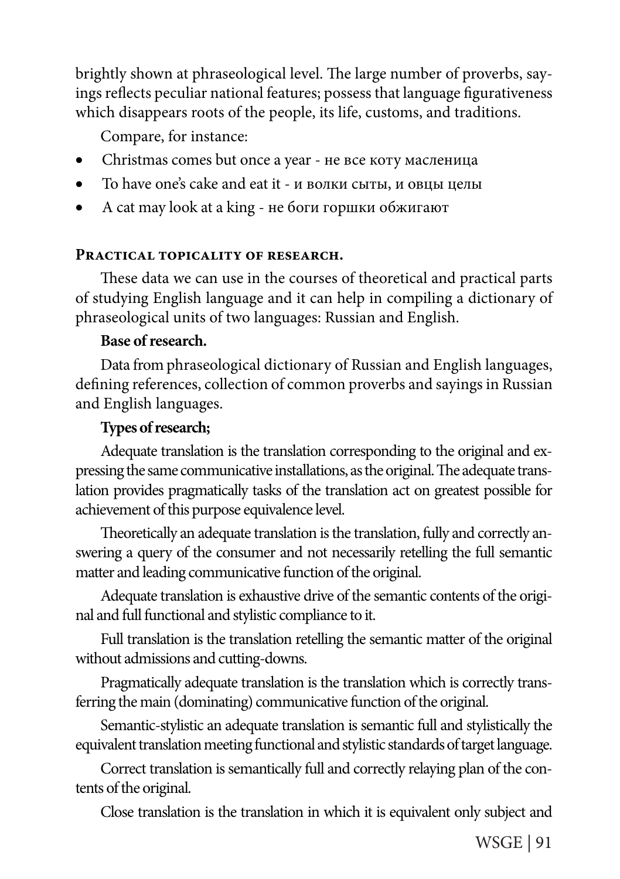brightly shown at phraseological level. The large number of proverbs, sayings reflects peculiar national features; possess that language figurativeness which disappears roots of the people, its life, customs, and traditions.

Compare, for instance:

- Christmas comes but once a year - не все коту масленица
- To have one's cake and eat it - и волки сыты, и овцы целы
- A cat may look at a king - не боги горшки обжигают

### Practical topicality of research.

These data we can use in the courses of theoretical and practical parts of studying English language and it can help in compiling a dictionary of phraseological units of two languages: Russian and English.

**Base of research.**

Data from phraseological dictionary of Russian and English languages, defining references, collection of common proverbs and sayings in Russian and English languages.

**Types of research;**

Adequate translation is the translation corresponding to the original and expressing the same communicative installations, as the original. The adequate translation provides pragmatically tasks of the translation act on greatest possible for achievement of this purpose equivalence level.

Theoretically an adequate translation is the translation, fully and correctly answering a query of the consumer and not necessarily retelling the full semantic matter and leading communicative function of the original.

Adequate translation is exhaustive drive of the semantic contents of the original and full functional and stylistic compliance to it.

Full translation is the translation retelling the semantic matter of the original without admissions and cutting-downs.

Pragmatically adequate translation is the translation which is correctly transferring the main (dominating) communicative function of the original.

Semantic-stylistic an adequate translation is semantic full and stylistically the equivalent translation meeting functional and stylistic standards of target language.

Correct translation is semantically full and correctly relaying plan of the contents of the original.

Close translation is the translation in which it is equivalent only subject and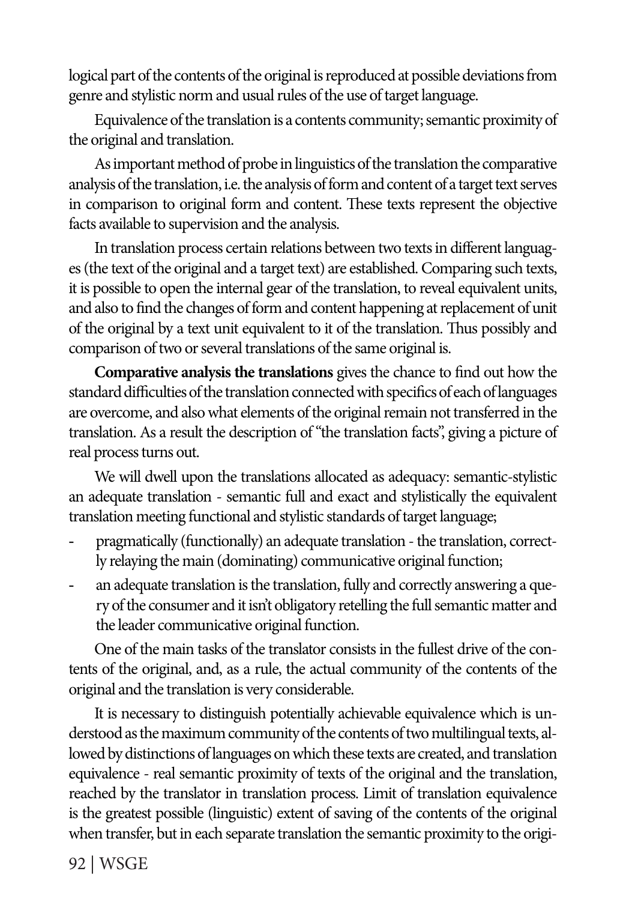logical part of the contents of the original is reproduced at possible deviations from genre and stylistic norm and usual rules of the use of target language.

Equivalence of the translation is a contents community; semantic proximity of the original and translation.

As important method of probe in linguistics of the translation the comparative analysis of the translation, i.e. the analysis of form and content of a target text serves in comparison to original form and content. These texts represent the objective facts available to supervision and the analysis.

In translation process certain relations between two texts in different languages (the text of the original and a target text) are established. Comparing such texts, it is possible to open the internal gear of the translation, to reveal equivalent units, and also to find the changes of form and content happening at replacement of unit of the original by a text unit equivalent to it of the translation. Thus possibly and comparison of two or several translations of the same original is.

**Comparative analysis the translations** gives the chance to find out how the standard difficulties of the translation connected with specifics of each of languages are overcome, and also what elements of the original remain not transferred in the translation. As a result the description of "the translation facts", giving a picture of real process turns out.

We will dwell upon the translations allocated as adequacy: semantic-stylistic an adequate translation - semantic full and exact and stylistically the equivalent translation meeting functional and stylistic standards of target language;

- pragmatically (functionally) an adequate translation - the translation, correctly relaying the main (dominating) communicative original function;
- an adequate translation is the translation, fully and correctly answering a query of the consumer and it isn't obligatory retelling the full semantic matter and the leader communicative original function.

One of the main tasks of the translator consists in the fullest drive of the contents of the original, and, as a rule, the actual community of the contents of the original and the translation is very considerable.

It is necessary to distinguish potentially achievable equivalence which is understood as the maximum community of the contents of two multilingual texts, allowed by distinctions of languages on which these texts are created, and translation equivalence - real semantic proximity of texts of the original and the translation, reached by the translator in translation process. Limit of translation equivalence is the greatest possible (linguistic) extent of saving of the contents of the original when transfer, but in each separate translation the semantic proximity to the origi-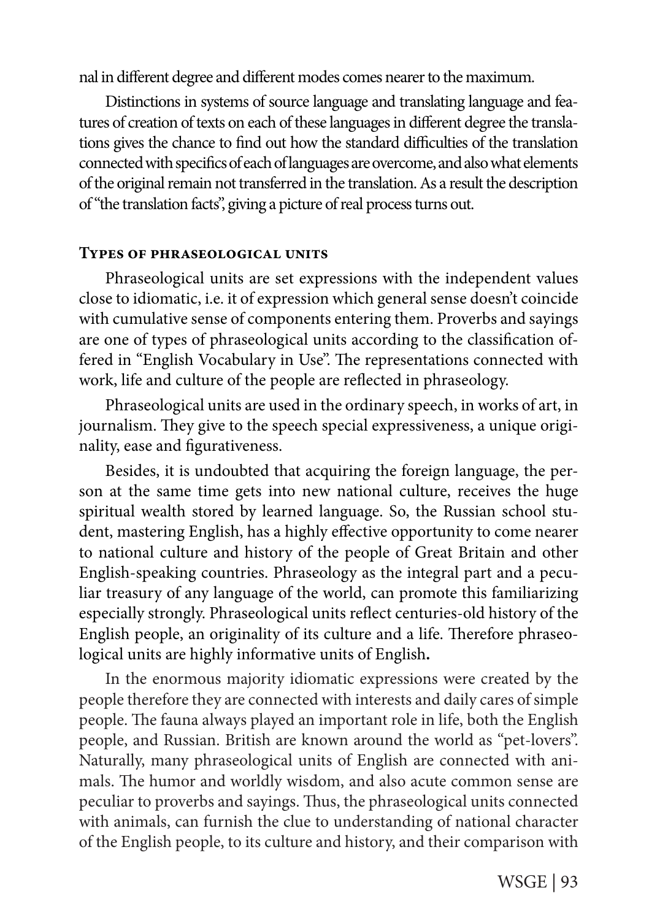nal in different degree and different modes comes nearer to the maximum.

Distinctions in systems of source language and translating language and features of creation of texts on each of these languages in different degree the translations gives the chance to find out how the standard difficulties of the translation connected with specifics of each of languages are overcome, and also what elements of the original remain not transferred in the translation. As a result the description of "the translation facts", giving a picture of real process turns out.

### Types of phraseological units

Phraseological units are set expressions with the independent values close to idiomatic, i.e. it of expression which general sense doesn't coincide with cumulative sense of components entering them. Proverbs and sayings are one of types of phraseological units according to the classification offered in "English Vocabulary in Use". The representations connected with work, life and culture of the people are reflected in phraseology.

Phraseological units are used in the ordinary speech, in works of art, in journalism. They give to the speech special expressiveness, a unique originality, ease and figurativeness.

Besides, it is undoubted that acquiring the foreign language, the person at the same time gets into new national culture, receives the huge spiritual wealth stored by learned language. So, the Russian school student, mastering English, has a highly effective opportunity to come nearer to national culture and history of the people of Great Britain and other English-speaking countries. Phraseology as the integral part and a peculiar treasury of any language of the world, can promote this familiarizing especially strongly. Phraseological units reflect centuries-old history of the English people, an originality of its culture and a life. Therefore phraseological units are highly informative units of English**.**

In the enormous majority idiomatic expressions were created by the people therefore they are connected with interests and daily cares of simple people. The fauna always played an important role in life, both the English people, and Russian. British are known around the world as "pet-lovers". Naturally, many phraseological units of English are connected with animals. The humor and worldly wisdom, and also acute common sense are peculiar to proverbs and sayings. Thus, the phraseological units connected with animals, can furnish the clue to understanding of national character of the English people, to its culture and history, and their comparison with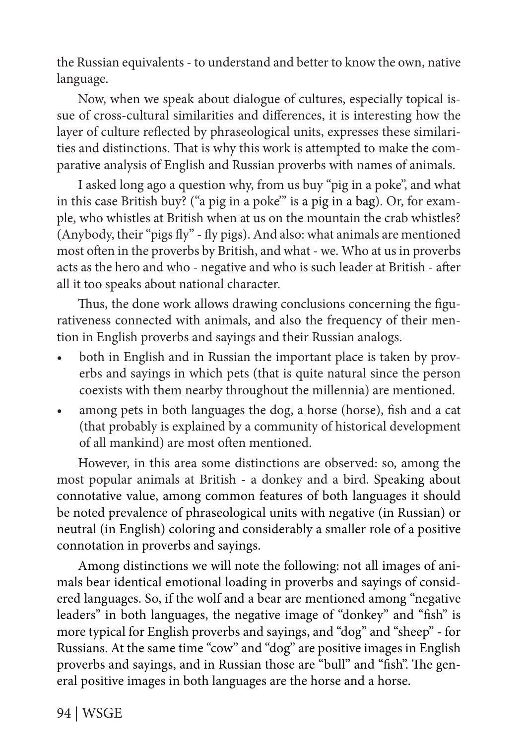the Russian equivalents - to understand and better to know the own, native language.

Now, when we speak about dialogue of cultures, especially topical issue of cross-cultural similarities and differences, it is interesting how the layer of culture reflected by phraseological units, expresses these similarities and distinctions. That is why this work is attempted to make the comparative analysis of English and Russian proverbs with names of animals.

I asked long ago a question why, from us buy "pig in a poke", and what in this case British buy? ("a pig in a poke"' is a pig in a bag). Or, for example, who whistles at British when at us on the mountain the crab whistles? (Anybody, their "pigs fly" - fly pigs). And also: what animals are mentioned most often in the proverbs by British, and what - we. Who at us in proverbs acts as the hero and who - negative and who is such leader at British - after all it too speaks about national character.

Thus, the done work allows drawing conclusions concerning the figurativeness connected with animals, and also the frequency of their mention in English proverbs and sayings and their Russian analogs.

- both in English and in Russian the important place is taken by proverbs and sayings in which pets (that is quite natural since the person coexists with them nearby throughout the millennia) are mentioned.
- among pets in both languages the dog, a horse (horse), fish and a cat (that probably is explained by a community of historical development of all mankind) are most often mentioned.

However, in this area some distinctions are observed: so, among the most popular animals at British - a donkey and a bird. Speaking about connotative value, among common features of both languages it should be noted prevalence of phraseological units with negative (in Russian) or neutral (in English) coloring and considerably a smaller role of a positive connotation in proverbs and sayings.

Among distinctions we will note the following: not all images of animals bear identical emotional loading in proverbs and sayings of considered languages. So, if the wolf and a bear are mentioned among "negative leaders" in both languages, the negative image of "donkey" and "fish" is more typical for English proverbs and sayings, and "dog" and "sheep" - for Russians. At the same time "cow" and "dog" are positive images in English proverbs and sayings, and in Russian those are "bull" and "fish". The general positive images in both languages are the horse and a horse.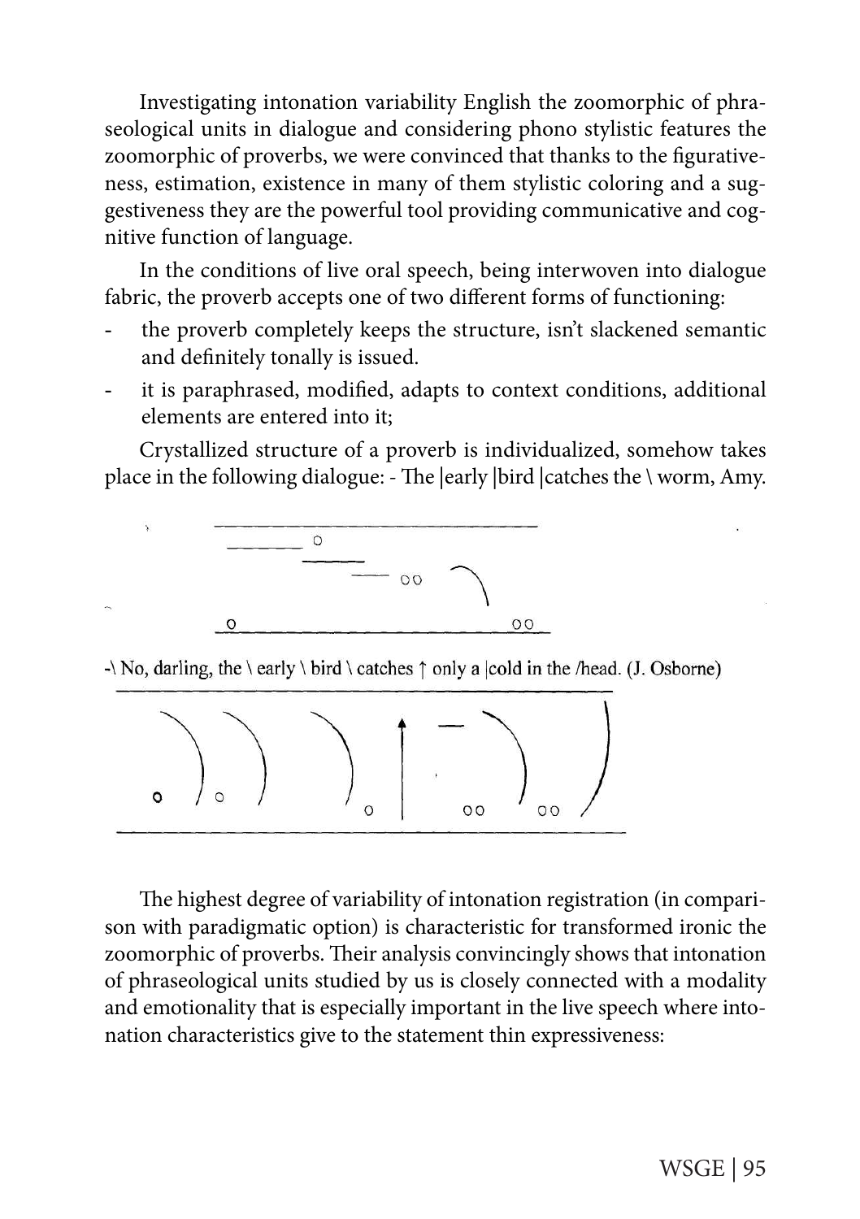Investigating intonation variability English the zoomorphic of phraseological units in dialogue and considering phono stylistic features the zoomorphic of proverbs, we were convinced that thanks to the figurativeness, estimation, existence in many of them stylistic coloring and a suggestiveness they are the powerful tool providing communicative and cognitive function of language.

In the conditions of live oral speech, being interwoven into dialogue fabric, the proverb accepts one of two different forms of functioning:

- the proverb completely keeps the structure, isn't slackened semantic and definitely tonally is issued.
- it is paraphrased, modified, adapts to context conditions, additional elements are entered into it;

Crystallized structure of a proverb is individualized, somehow takes place in the following dialogue: - The |early |bird |catches the \ worm, Amy.

-\ No, darling, the \ early \ bird \ catches ↑ only a |cold in the /head. (J. Osborne)

The highest degree of variability of intonation registration (in comparison with paradigmatic option) is characteristic for transformed ironic the zoomorphic of proverbs. Their analysis convincingly shows that intonation of phraseological units studied by us is closely connected with a modality and emotionality that is especially important in the live speech where intonation characteristics give to the statement thin expressiveness: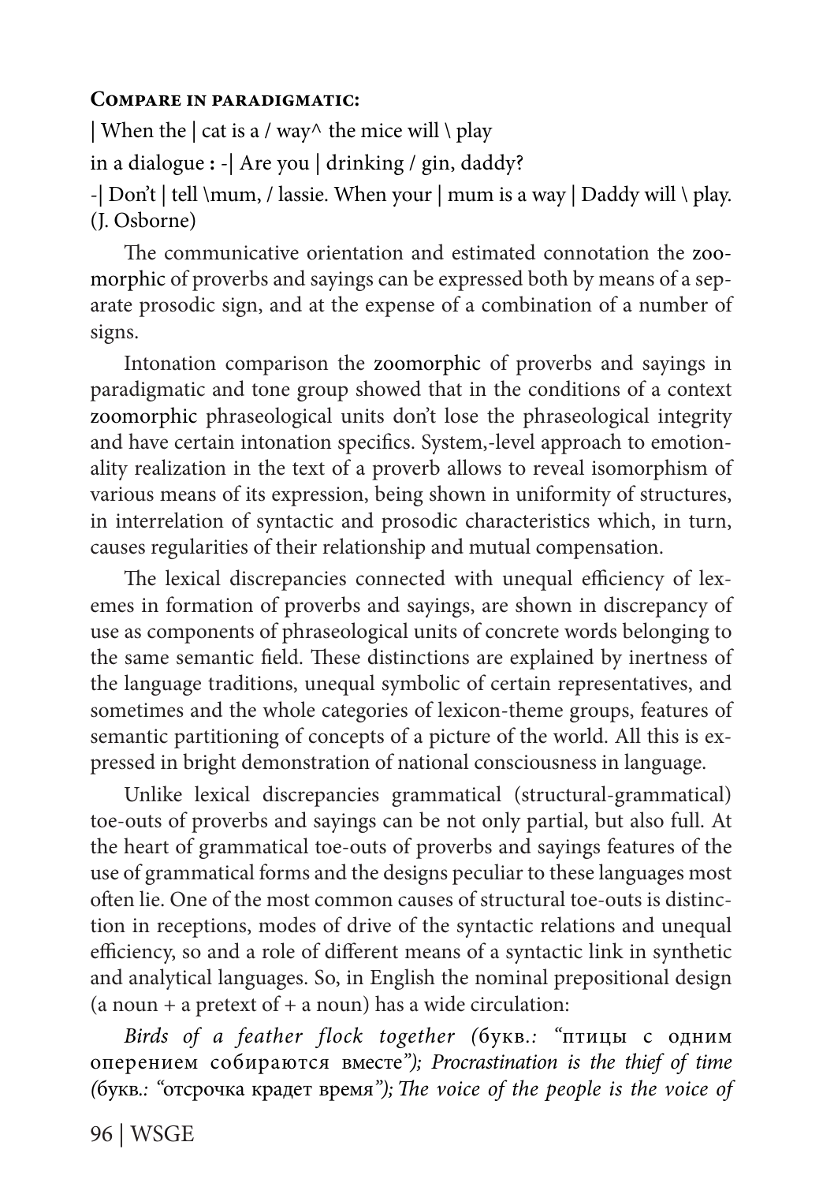**Compare in paradigmatic:**

| When the | cat is a / way^ the mice will \ play

in a dialogue **:** -| Are you | drinking / gin, daddy?

-| Don't | tell \mum, / lassie. When your | mum is a way | Daddy will \ play. (J. Osborne)

The communicative orientation and estimated connotation the zoomorphic of proverbs and sayings can be expressed both by means of a separate prosodic sign, and at the expense of a combination of a number of signs.

Intonation comparison the zoomorphic of proverbs and sayings in paradigmatic and tone group showed that in the conditions of a context zoomorphic phraseological units don't lose the phraseological integrity and have certain intonation specifics. System,-level approach to emotionality realization in the text of a proverb allows to reveal isomorphism of various means of its expression, being shown in uniformity of structures, in interrelation of syntactic and prosodic characteristics which, in turn, causes regularities of their relationship and mutual compensation.

The lexical discrepancies connected with unequal efficiency of lexemes in formation of proverbs and sayings, are shown in discrepancy of use as components of phraseological units of concrete words belonging to the same semantic field. These distinctions are explained by inertness of the language traditions, unequal symbolic of certain representatives, and sometimes and the whole categories of lexicon-theme groups, features of semantic partitioning of concepts of a picture of the world. All this is expressed in bright demonstration of national consciousness in language.

Unlike lexical discrepancies grammatical (structural-grammatical) toe-outs of proverbs and sayings can be not only partial, but also full. At the heart of grammatical toe-outs of proverbs and sayings features of the use of grammatical forms and the designs peculiar to these languages most often lie. One of the most common causes of structural toe-outs is distinction in receptions, modes of drive of the syntactic relations and unequal efficiency, so and a role of different means of a syntactic link in synthetic and analytical languages. So, in English the nominal prepositional design (a noun + a pretext of + a noun) has a wide circulation:

*Birds of a feather flock together (*букв.: "птицы с одним оперением собираются вместе*"); Procrastination is the thief of time (*букв.: "отсрочка крадет время*"); The voice of the people is the voice of*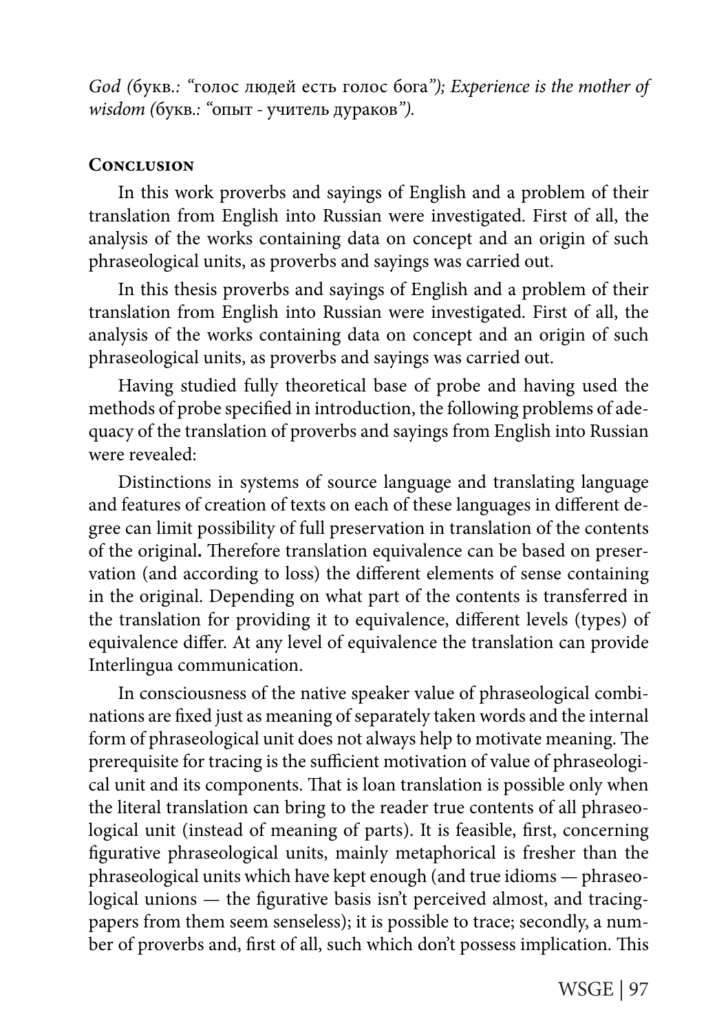*God (*букв.*: "*голос людей есть голос бога*"); Experience is the mother of wisdom (*букв.*: "*опыт - учитель дураков*").*

## Conclusion

In this work proverbs and sayings of English and a problem of their translation from English into Russian were investigated. First of all, the analysis of the works containing data on concept and an origin of such phraseological units, as proverbs and sayings was carried out.

In this thesis proverbs and sayings of English and a problem of their translation from English into Russian were investigated. First of all, the analysis of the works containing data on concept and an origin of such phraseological units, as proverbs and sayings was carried out.

Having studied fully theoretical base of probe and having used the methods of probe specified in introduction, the following problems of adequacy of the translation of proverbs and sayings from English into Russian were revealed:

Distinctions in systems of source language and translating language and features of creation of texts on each of these languages in different degree can limit possibility of full preservation in translation of the contents of the original**.** Therefore translation equivalence can be based on preservation (and according to loss) the different elements of sense containing in the original. Depending on what part of the contents is transferred in the translation for providing it to equivalence, different levels (types) of equivalence differ. At any level of equivalence the translation can provide Interlingua communication.

In consciousness of the native speaker value of phraseological combinations are fixed just as meaning of separately taken words and the internal form of phraseological unit does not always help to motivate meaning. The prerequisite for tracing is the sufficient motivation of value of phraseological unit and its components. That is loan translation is possible only when the literal translation can bring to the reader true contents of all phraseological unit (instead of meaning of parts). It is feasible, first, concerning figurative phraseological units, mainly metaphorical is fresher than the phraseological units which have kept enough (and true idioms — phraseological unions — the figurative basis isn't perceived almost, and tracing-papers from them seem senseless); it is possible to trace; secondly, a number of proverbs and, first of all, such which don't possess implication. This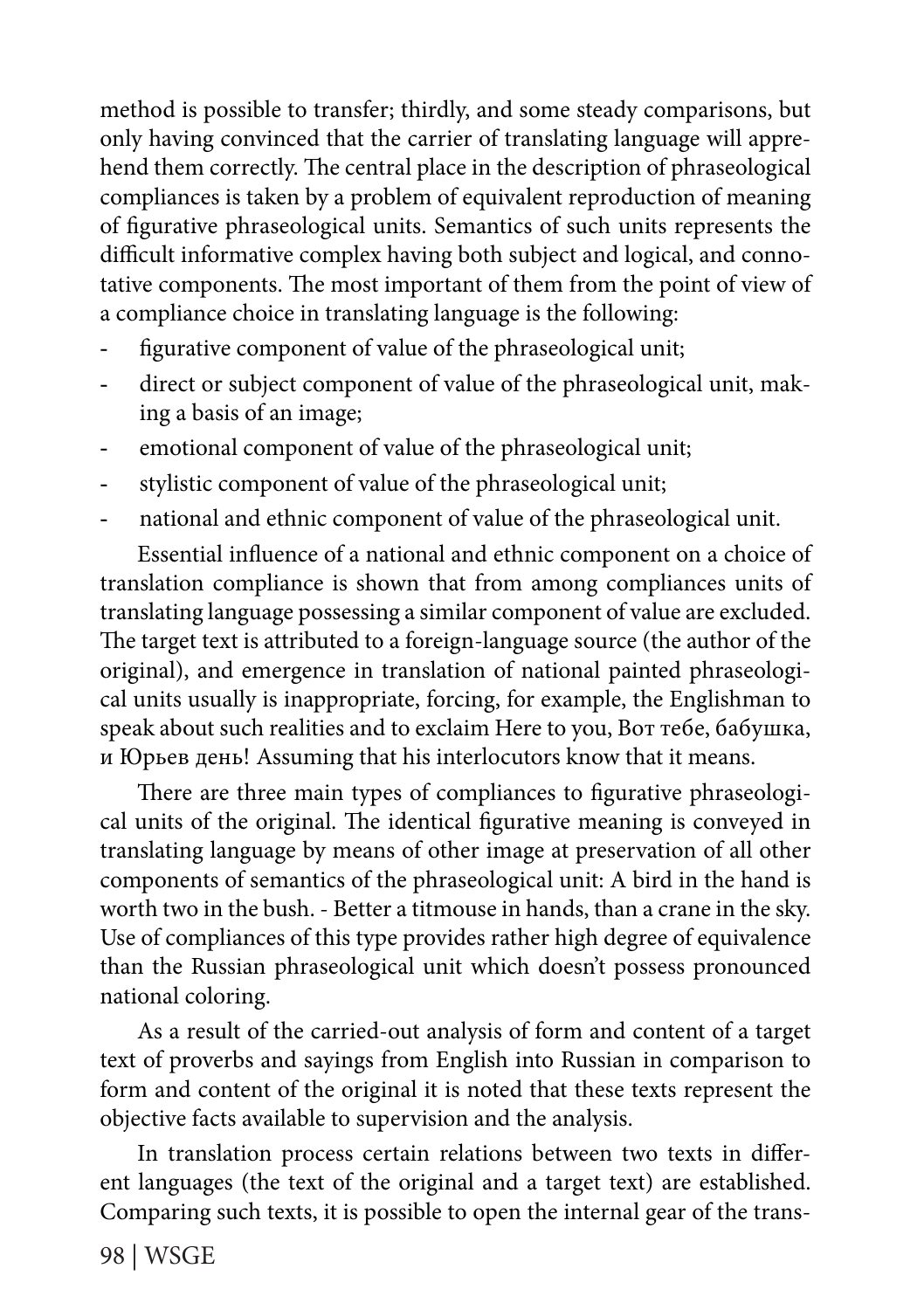method is possible to transfer; thirdly, and some steady comparisons, but only having convinced that the carrier of translating language will apprehend them correctly. The central place in the description of phraseological compliances is taken by a problem of equivalent reproduction of meaning of figurative phraseological units. Semantics of such units represents the difficult informative complex having both subject and logical, and connotative components. The most important of them from the point of view of a compliance choice in translating language is the following:

- figurative component of value of the phraseological unit;
- direct or subject component of value of the phraseological unit, making a basis of an image;
- emotional component of value of the phraseological unit;
- stylistic component of value of the phraseological unit;
- national and ethnic component of value of the phraseological unit.

Essential influence of a national and ethnic component on a choice of translation compliance is shown that from among compliances units of translating language possessing a similar component of value are excluded. The target text is attributed to a foreign-language source (the author of the original), and emergence in translation of national painted phraseological units usually is inappropriate, forcing, for example, the Englishman to speak about such realities and to exclaim Here to you, Вот тебе, бабушка, и Юрьев день! Assuming that his interlocutors know that it means.

There are three main types of compliances to figurative phraseological units of the original. The identical figurative meaning is conveyed in translating language by means of other image at preservation of all other components of semantics of the phraseological unit: A bird in the hand is worth two in the bush. - Better a titmouse in hands, than a crane in the sky. Use of compliances of this type provides rather high degree of equivalence than the Russian phraseological unit which doesn't possess pronounced national coloring.

As a result of the carried-out analysis of form and content of a target text of proverbs and sayings from English into Russian in comparison to form and content of the original it is noted that these texts represent the objective facts available to supervision and the analysis.

In translation process certain relations between two texts in different languages (the text of the original and a target text) are established. Comparing such texts, it is possible to open the internal gear of the trans-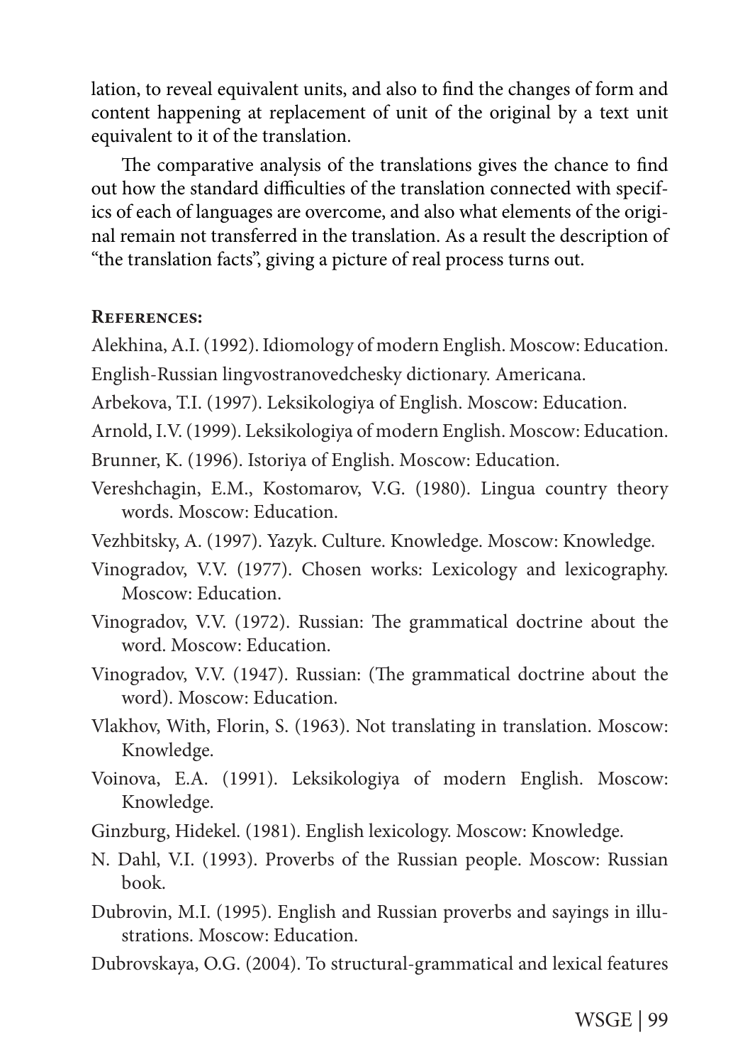lation, to reveal equivalent units, and also to find the changes of form and content happening at replacement of unit of the original by a text unit equivalent to it of the translation.

The comparative analysis of the translations gives the chance to find out how the standard difficulties of the translation connected with specifics of each of languages are overcome, and also what elements of the original remain not transferred in the translation. As a result the description of "the translation facts", giving a picture of real process turns out.

## References:

Alekhina, A.I. (1992). Idiomology of modern English. Moscow: Education.

English-Russian lingvostranovedchesky dictionary. Americana.

Arbekova, T.I. (1997). Leksikologiya of English. Moscow: Education.

Arnold, I.V. (1999). Leksikologiya of modern English. Moscow: Education.

Brunner, K. (1996). Istoriya of English. Moscow: Education.

Vereshchagin, E.M., Kostomarov, V.G. (1980). Lingua country theory words. Moscow: Education.

Vezhbitsky, A. (1997). Yazyk. Culture. Knowledge. Moscow: Knowledge.

Vinogradov, V.V. (1977). Chosen works: Lexicology and lexicography. Moscow: Education.

Vinogradov, V.V. (1972). Russian: The grammatical doctrine about the word. Moscow: Education.

Vinogradov, V.V. (1947). Russian: (The grammatical doctrine about the word). Moscow: Education.

Vlakhov, With, Florin, S. (1963). Not translating in translation. Moscow: Knowledge.

Voinova, E.A. (1991). Leksikologiya of modern English. Moscow: Knowledge.

Ginzburg, Hidekel. (1981). English lexicology. Moscow: Knowledge.

N. Dahl, V.I. (1993). Proverbs of the Russian people. Moscow: Russian book.

Dubrovin, M.I. (1995). English and Russian proverbs and sayings in illustrations. Moscow: Education.

Dubrovskaya, O.G. (2004). To structural-grammatical and lexical features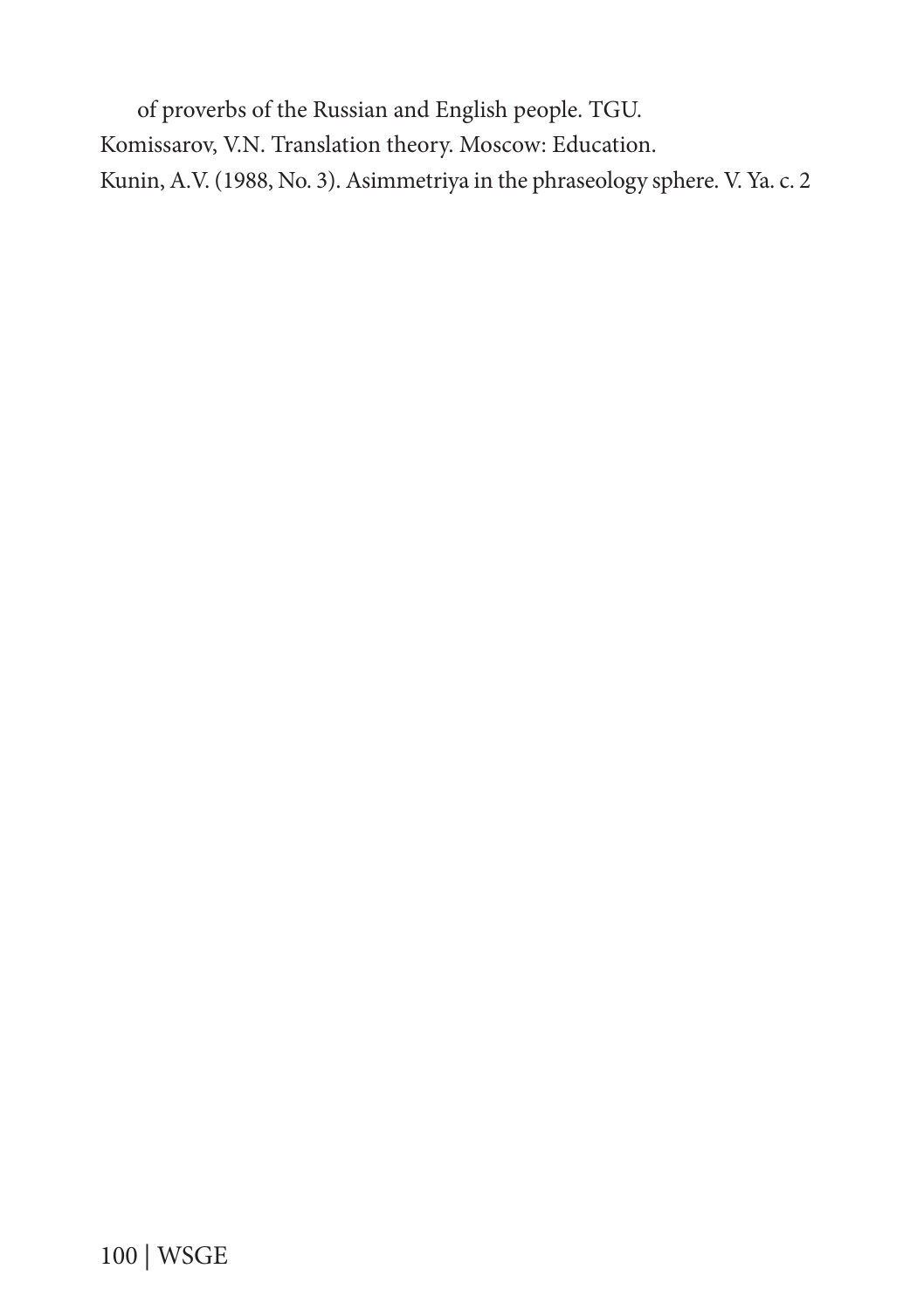of proverbs of the Russian and English people. TGU.

Komissarov, V.N. Translation theory. Moscow: Education.

Kunin, A.V. (1988, No. 3). Asimmetriya in the phraseology sphere. V. Ya. c. 2